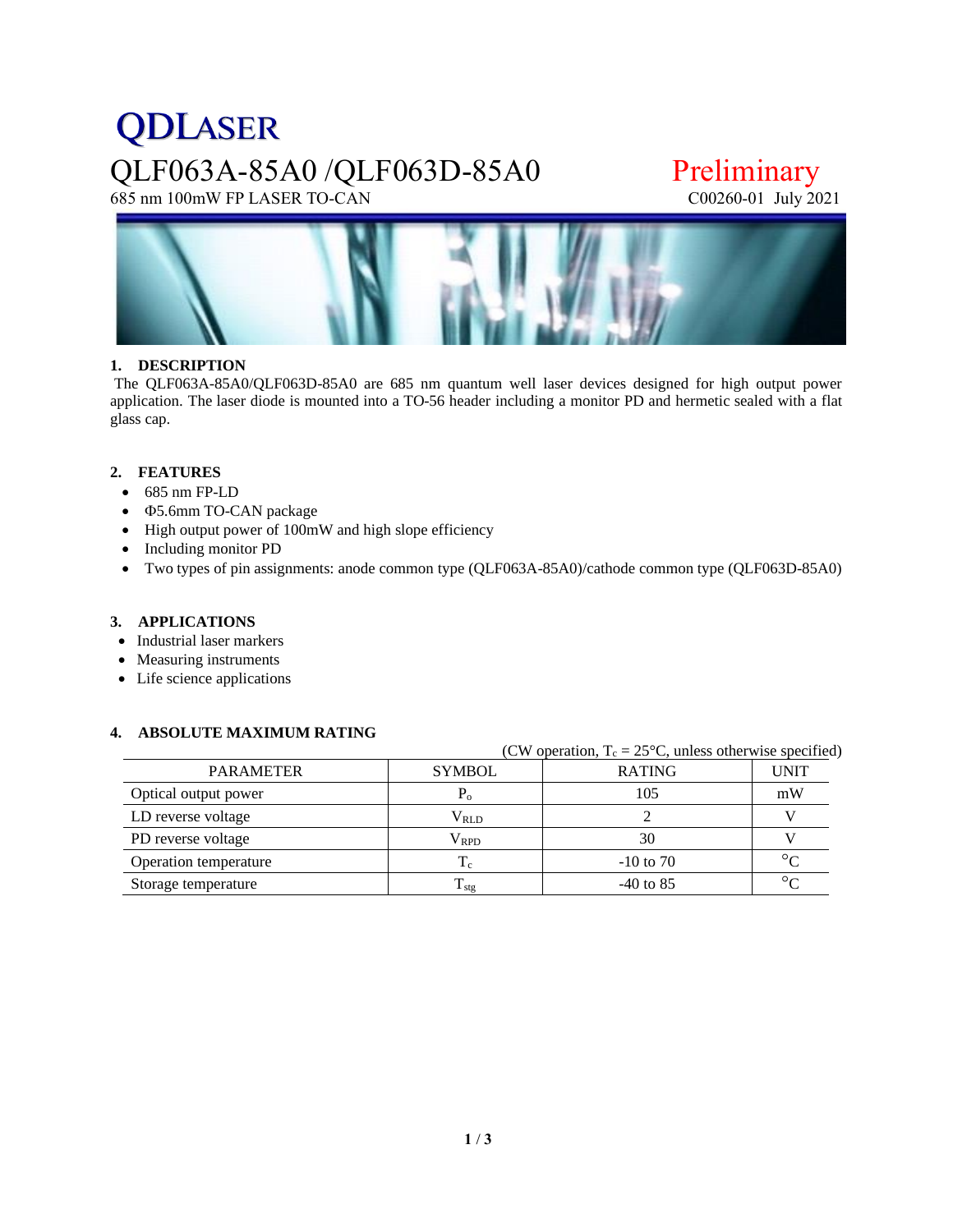# QDLASER

# QLF063A-85A0 /QLF063D-85A0

**Preliminary**

685 nm 100mW FP LASER TO-CAN

C00260-01 July 2021

## 1. DESCRIPTION

The QLF063A-85A0/QLF063D-85A0 are 685 nm quantum well laser devices designed for high output power application. The laser diode is mounted into a TO-56 header including a monitor PD and hermetic sealed with a flat glass cap.

## 2. FEATURES

- 685 nm FP-LD
- Φ5.6mm TO-CAN package
- High output power of 100mW and high slope efficiency
- Including monitor PD
- Two types of pin assignments: anode common type (QLF063A-85A0)/cathode common type (QLF063D-85A0)

## 3. APPLICATIONS

- Industrial laser markers
- Measuring instruments
- Life science applications

## 4. ABSOLUTE MAXIMUM RATING

(CW operation, $T_c = 25°C$, unless otherwise specified)

| PARAMETER | SYMBOL | RATING | UNIT |
|---|---|---|---|
| Optical output power | $P_o$ | 105 | mW |
| LD reverse voltage | $V_{RLD}$ | 2 | V |
| PD reverse voltage | $V_{RPD}$ | 30 | V |
| Operation temperature | $T_c$ | -10 to 70 | °C |
| Storage temperature | $T_{stg}$ | -40 to 85 | °C |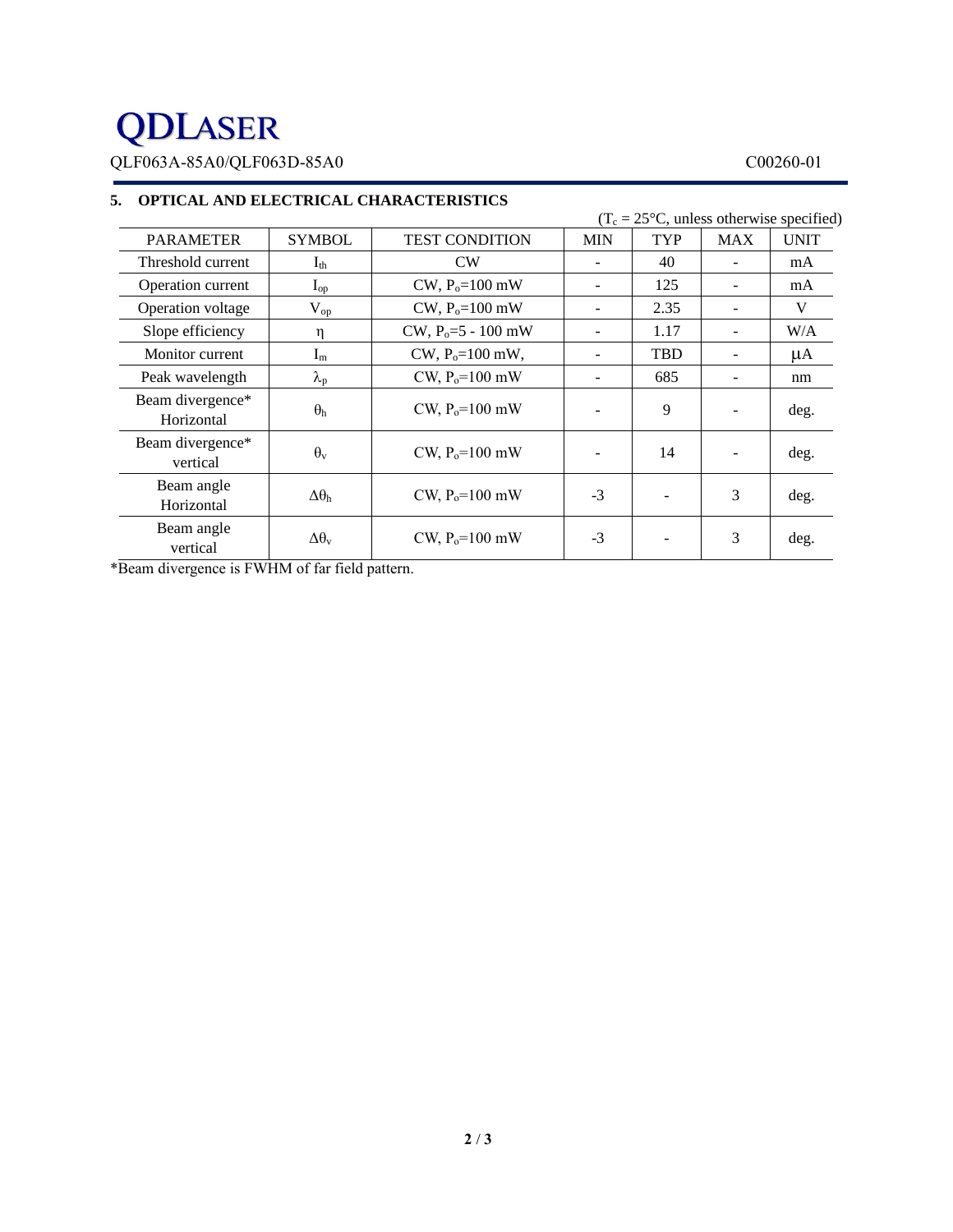## 5. OPTICAL AND ELECTRICAL CHARACTERISTICS

($T_c$ = 25°C, unless otherwise specified)

| PARAMETER | SYMBOL | TEST CONDITION | MIN | TYP | MAX | UNIT |
|---|---|---|---|---|---|---|
| Threshold current | $I_{th}$ | CW | - | 40 | - | mA |
| Operation current | $I_{op}$ | CW, $P_o$=100 mW | - | 125 | - | mA |
| Operation voltage | $V_{op}$ | CW, $P_o$=100 mW | - | 2.35 | - | V |
| Slope efficiency | $\eta$ | CW, $P_o$=5 - 100 mW | - | 1.17 | - | W/A |
| Monitor current | $I_m$ | CW, $P_o$=100 mW, | - | TBD | - | μA |
| Peak wavelength | $\lambda_p$ | CW, $P_o$=100 mW | - | 685 | - | nm |
| Beam divergence* Horizontal | $\theta_h$ | CW, $P_o$=100 mW | - | 9 | - | deg. |
| Beam divergence* vertical | $\theta_v$ | CW, $P_o$=100 mW | - | 14 | - | deg. |
| Beam angle Horizontal | $\Delta\theta_h$ | CW, $P_o$=100 mW | -3 | - | 3 | deg. |
| Beam angle vertical | $\Delta\theta_v$ | CW, $P_o$=100 mW | -3 | - | 3 | deg. |

*Beam divergence is FWHM of far field pattern.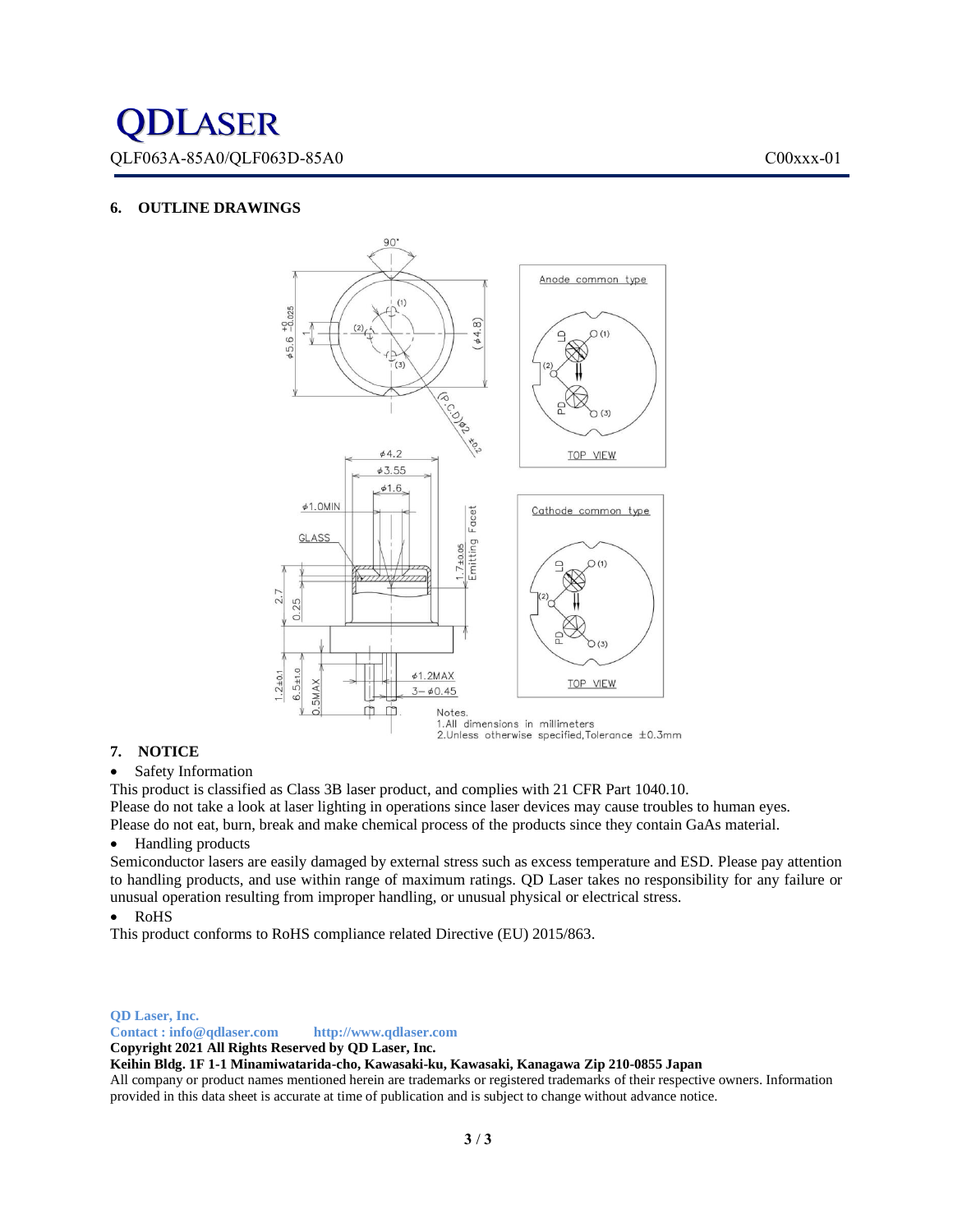## 6. OUTLINE DRAWINGS

90°

$\phi 5.6\ ^{+0}_{-0.025}$

1

(1)

(2)

(3)

($\phi 4.8$)

(P.C.D)$\phi 2\ \pm 0.2$

$\phi 4.2$

$\phi 3.55$

$\phi 1.6$

$\phi 1.0$MIN

GLASS

1.7±0.05 Emitting Facet

2.7

0.25

1.2±0.1

6.5±1.0

0.5MAX

$\phi 1.2$MAX

3−$\phi 0.45$

Anode common type

LD (1)

(2)

PD (3)

TOP VIEW

Cathode common type

LD (1)

(2)

PD (3)

TOP VIEW

Notes.
1.All dimensions in millimeters
2.Unless otherwise specified,Tolerance ±0.3mm

## 7. NOTICE

- Safety Information

This product is classified as Class 3B laser product, and complies with 21 CFR Part 1040.10.
Please do not take a look at laser lighting in operations since laser devices may cause troubles to human eyes.
Please do not eat, burn, break and make chemical process of the products since they contain GaAs material.

- Handling products

Semiconductor lasers are easily damaged by external stress such as excess temperature and ESD. Please pay attention to handling products, and use within range of maximum ratings. QD Laser takes no responsibility for any failure or unusual operation resulting from improper handling, or unusual physical or electrical stress.

- RoHS

This product conforms to RoHS compliance related Directive (EU) 2015/863.

**QD Laser, Inc.**
**Contact : info@qdlaser.com http://www.qdlaser.com**
**Copyright 2021 All Rights Reserved by QD Laser, Inc.**
**Keihin Bldg. 1F 1-1 Minamiwatarida-cho, Kawasaki-ku, Kawasaki, Kanagawa Zip 210-0855 Japan**
All company or product names mentioned herein are trademarks or registered trademarks of their respective owners. Information provided in this data sheet is accurate at time of publication and is subject to change without advance notice.